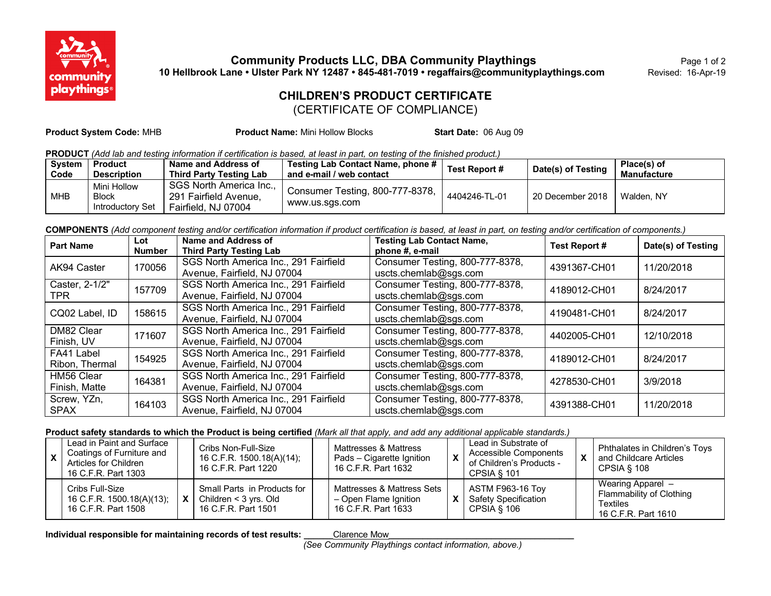# Community Products LLC, DBA Community Playthings

**10 Hellbrook Lane • Ulster Park NY 12487 • 845-481-7019 • regaffairs@communityplaythings.com**

Revised: 16-Apr-19

## CHILDREN'S PRODUCT CERTIFICATE

(CERTIFICATE OF COMPLIANCE)

**Product System Code:** MHB **Product Name:** Mini Hollow Blocks **Start Date:** 06 Aug 09

**PRODUCT** *(Add lab and testing information if certification is based, at least in part, on testing of the finished product.)*

| System Code | Product Description | Name and Address of Third Party Testing Lab | Testing Lab Contact Name, phone # and e-mail / web contact | Test Report # | Date(s) of Testing | Place(s) of Manufacture |
|---|---|---|---|---|---|---|
| MHB | Mini Hollow Block Introductory Set | SGS North America Inc., 291 Fairfield Avenue, Fairfield, NJ 07004 | Consumer Testing, 800-777-8378, www.us.sgs.com | 4404246-TL-01 | 20 December 2018 | Walden, NY |

**COMPONENTS** *(Add component testing and/or certification information if product certification is based, at least in part, on testing and/or certification of components.)*

| Part Name | Lot Number | Name and Address of Third Party Testing Lab | Testing Lab Contact Name, phone #, e-mail | Test Report # | Date(s) of Testing |
|---|---|---|---|---|---|
| AK94 Caster | 170056 | SGS North America Inc., 291 Fairfield Avenue, Fairfield, NJ 07004 | Consumer Testing, 800-777-8378, uscts.chemlab@sgs.com | 4391367-CH01 | 11/20/2018 |
| Caster, 2-1/2" TPR | 157709 | SGS North America Inc., 291 Fairfield Avenue, Fairfield, NJ 07004 | Consumer Testing, 800-777-8378, uscts.chemlab@sgs.com | 4189012-CH01 | 8/24/2017 |
| CQ02 Label, ID | 158615 | SGS North America Inc., 291 Fairfield Avenue, Fairfield, NJ 07004 | Consumer Testing, 800-777-8378, uscts.chemlab@sgs.com | 4190481-CH01 | 8/24/2017 |
| DM82 Clear Finish, UV | 171607 | SGS North America Inc., 291 Fairfield Avenue, Fairfield, NJ 07004 | Consumer Testing, 800-777-8378, uscts.chemlab@sgs.com | 4402005-CH01 | 12/10/2018 |
| FA41 Label Ribon, Thermal | 154925 | SGS North America Inc., 291 Fairfield Avenue, Fairfield, NJ 07004 | Consumer Testing, 800-777-8378, uscts.chemlab@sgs.com | 4189012-CH01 | 8/24/2017 |
| HM56 Clear Finish, Matte | 164381 | SGS North America Inc., 291 Fairfield Avenue, Fairfield, NJ 07004 | Consumer Testing, 800-777-8378, uscts.chemlab@sgs.com | 4278530-CH01 | 3/9/2018 |
| Screw, YZn, SPAX | 164103 | SGS North America Inc., 291 Fairfield Avenue, Fairfield, NJ 07004 | Consumer Testing, 800-777-8378, uscts.chemlab@sgs.com | 4391388-CH01 | 11/20/2018 |

**Product safety standards to which the Product is being certified** *(Mark all that apply, and add any additional applicable standards.)*

| | | | | | | | | | |
|---|---|---|---|---|---|---|---|---|---|
| X | Lead in Paint and Surface Coatings of Furniture and Articles for Children 16 C.F.R. Part 1303 | | Cribs Non-Full-Size 16 C.F.R. 1500.18(A)(14); 16 C.F.R. Part 1220 | | Mattresses & Mattress Pads – Cigarette Ignition 16 C.F.R. Part 1632 | X | Lead in Substrate of Accessible Components of Children's Products - CPSIA § 101 | X | Phthalates in Children's Toys and Childcare Articles CPSIA § 108 |
| | Cribs Full-Size 16 C.F.R. 1500.18(A)(13); 16 C.F.R. Part 1508 | X | Small Parts in Products for Children < 3 yrs. Old 16 C.F.R. Part 1501 | | Mattresses & Mattress Sets – Open Flame Ignition 16 C.F.R. Part 1633 | X | ASTM F963-16 Toy Safety Specification CPSIA § 106 | | Wearing Apparel – Flammability of Clothing Textiles 16 C.F.R. Part 1610 |

**Individual responsible for maintaining records of test results:** Clarence Mow

*(See Community Playthings contact information, above.)*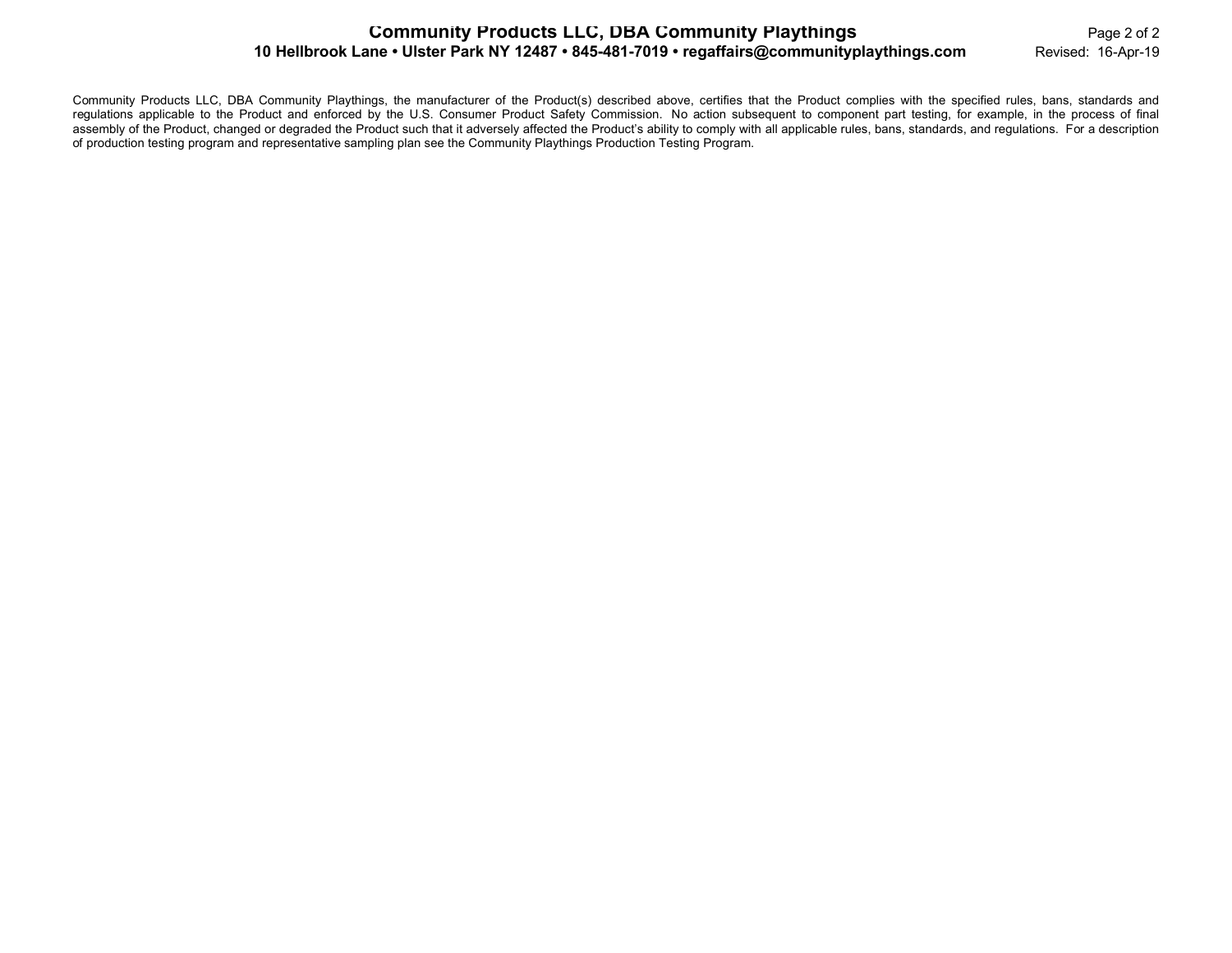Community Products LLC, DBA Community Playthings, the manufacturer of the Product(s) described above, certifies that the Product complies with the specified rules, bans, standards and regulations applicable to the Product and enforced by the U.S. Consumer Product Safety Commission. No action subsequent to component part testing, for example, in the process of final assembly of the Product, changed or degraded the Product such that it adversely affected the Product's ability to comply with all applicable rules, bans, standards, and regulations. For a description of production testing program and representative sampling plan see the Community Playthings Production Testing Program.